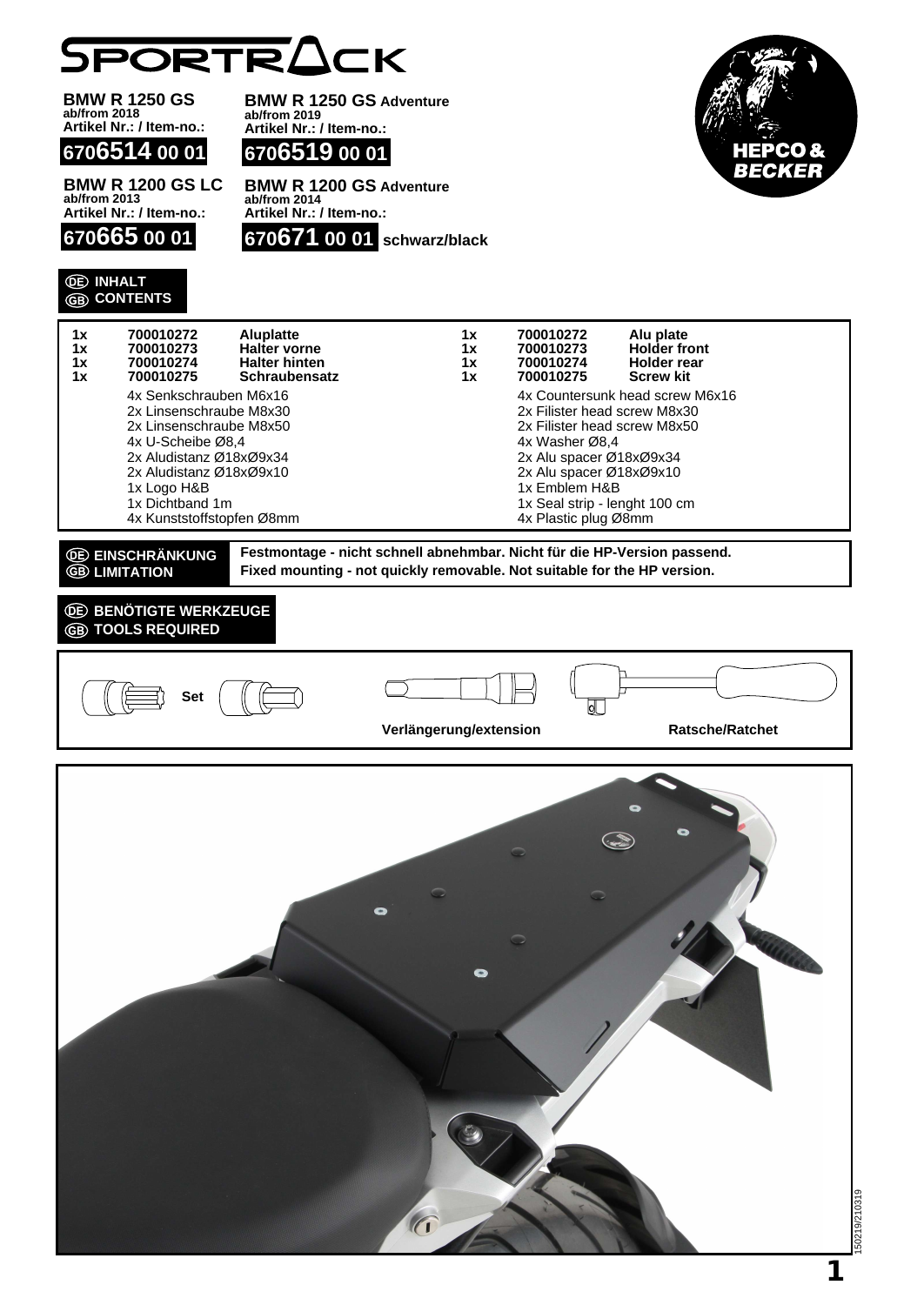# SPORTRACK

**BMW R 1250 GS**
ab/from 2018
Artikel Nr.: / Item-no.:
**670 6514 00 01**

**BMW R 1250 GS Adventure**
ab/from 2019
Artikel Nr.: / Item-no.:
**670 6519 00 01**

**BMW R 1200 GS LC**
ab/from 2013
Artikel Nr.: / Item-no.:
**670 665 00 01**

**BMW R 1200 GS Adventure**
ab/from 2014
Artikel Nr.: / Item-no.:
**670 671 00 01** schwarz/black

HEPCO & BECKER

## DE INHALT / GB CONTENTS

| | | | | | | |
|---|---|---|---|---|---|---|
| 1x | 700010272 | **Aluplatte** | 1x | 700010272 | **Alu plate** |
| 1x | 700010273 | **Halter vorne** | 1x | 700010273 | **Holder front** |
| 1x | 700010274 | **Halter hinten** | 1x | 700010274 | **Holder rear** |
| 1x | 700010275 | **Schraubensatz** | 1x | 700010275 | **Screw kit** |

- 4x Senkschrauben M6x16
- 2x Linsenschraube M8x30
- 2x Linsenschraube M8x50
- 4x U-Scheibe Ø8,4
- 2x Aludistanz Ø18xØ9x34
- 2x Aludistanz Ø18xØ9x10
- 1x Logo H&B
- 1x Dichtband 1m
- 4x Kunststoffstopfen Ø8mm

- 4x Countersunk head screw M6x16
- 2x Filister head screw M8x30
- 2x Filister head screw M8x50
- 4x Washer Ø8,4
- 2x Alu spacer Ø18xØ9x34
- 2x Alu spacer Ø18xØ9x10
- 1x Emblem H&B
- 1x Seal strip - lenght 100 cm
- 4x Plastic plug Ø8mm

## DE EINSCHRÄNKUNG / GB LIMITATION

**Festmontage - nicht schnell abnehmbar. Nicht für die HP-Version passend.**
**Fixed mounting - not quickly removable. Not suitable for the HP version.**

## DE BENÖTIGTE WERKZEUGE / GB TOOLS REQUIRED

Set

Verlängerung/extension

Ratsche/Ratchet

150219/210319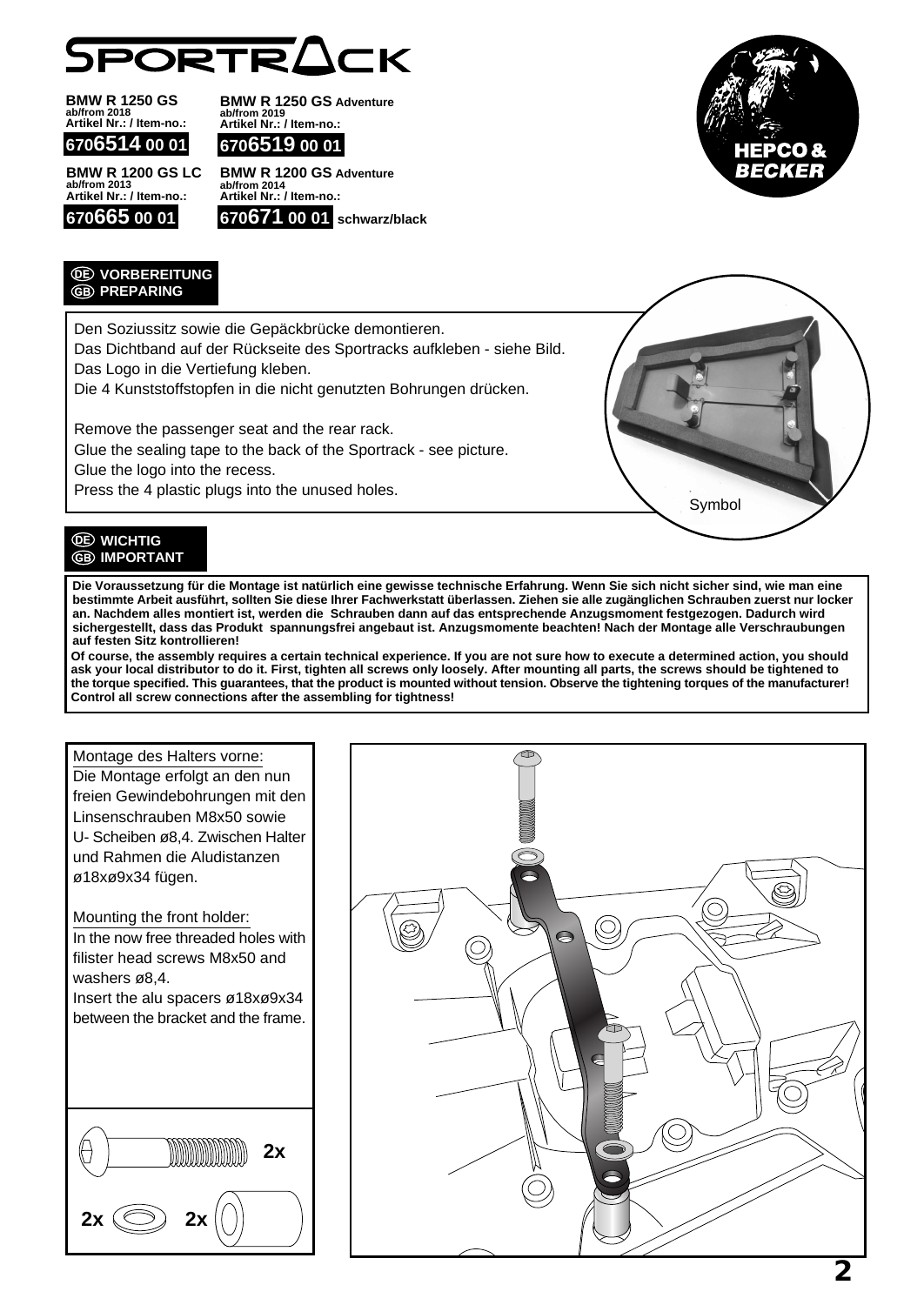# SPORTRACK

**BMW R 1250 GS**
ab/from 2018
Artikel Nr.: / Item-no.:
**6706514 00 01**

**BMW R 1250 GS Adventure**
ab/from 2019
Artikel Nr.: / Item-no.:
**6706519 00 01**

**BMW R 1200 GS LC**
ab/from 2013
Artikel Nr.: / Item-no.:
**670665 00 01**

**BMW R 1200 GS Adventure**
ab/from 2014
Artikel Nr.: / Item-no.:
**670671 00 01** schwarz/black

HEPCO & BECKER

## DE VORBEREITUNG
## GB PREPARING

Den Soziussitz sowie die Gepäckbrücke demontieren.
Das Dichtband auf der Rückseite des Sportracks aufkleben - siehe Bild.
Das Logo in die Vertiefung kleben.
Die 4 Kunststoffstopfen in die nicht genutzten Bohrungen drücken.

Remove the passenger seat and the rear rack.
Glue the sealing tape to the back of the Sportrack - see picture.
Glue the logo into the recess.
Press the 4 plastic plugs into the unused holes.

Symbol

## DE WICHTIG
## GB IMPORTANT

**Die Voraussetzung für die Montage ist natürlich eine gewisse technische Erfahrung. Wenn Sie sich nicht sicher sind, wie man eine bestimmte Arbeit ausführt, sollten Sie diese Ihrer Fachwerkstatt überlassen. Ziehen sie alle zugänglichen Schrauben zuerst nur locker an. Nachdem alles montiert ist, werden die Schrauben dann auf das entsprechende Anzugsmoment festgezogen. Dadurch wird sichergestellt, dass das Produkt spannungsfrei angebaut ist. Anzugsmomente beachten! Nach der Montage alle Verschraubungen auf festen Sitz kontrollieren!**

**Of course, the assembly requires a certain technical experience. If you are not sure how to execute a determined action, you should ask your local distributor to do it. First, tighten all screws only loosely. After mounting all parts, the screws should be tightened to the torque specified. This guarantees, that the product is mounted without tension. Observe the tightening torques of the manufacturer! Control all screw connections after the assembling for tightness!**

Montage des Halters vorne:
Die Montage erfolgt an den nun freien Gewindebohrungen mit den Linsenschrauben M8x50 sowie U- Scheiben ø8,4. Zwischen Halter und Rahmen die Aludistanzen ø18xø9x34 fügen.

Mounting the front holder:
In the now free threaded holes with filister head screws M8x50 and washers ø8,4.
Insert the alu spacers ø18xø9x34 between the bracket and the frame.

2x

2x 2x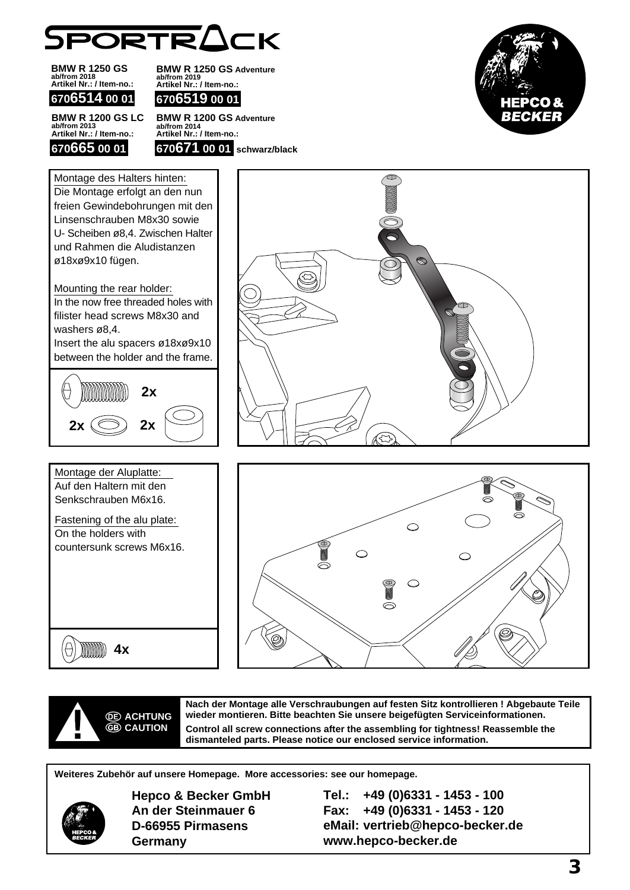# SPORTRACK

**BMW R 1250 GS**
ab/from 2018
Artikel Nr.: / Item-no.:
**6706514 00 01**

**BMW R 1250 GS Adventure**
ab/from 2019
Artikel Nr.: / Item-no.:
**6706519 00 01**

**BMW R 1200 GS LC**
ab/from 2013
Artikel Nr.: / Item-no.:
**670665 00 01**

**BMW R 1200 GS Adventure**
ab/from 2014
Artikel Nr.: / Item-no.:
**670671 00 01** schwarz/black

HEPCO & BECKER

Montage des Halters hinten:
Die Montage erfolgt an den nun freien Gewindebohrungen mit den Linsenschrauben M8x30 sowie U- Scheiben ø8,4. Zwischen Halter und Rahmen die Aludistanzen ø18xø9x10 fügen.

Mounting the rear holder:
In the now free threaded holes with filister head screws M8x30 and washers ø8,4.
Insert the alu spacers ø18xø9x10 between the holder and the frame.

2x
2x
2x

Montage der Aluplatte:
Auf den Haltern mit den Senkschrauben M6x16.

Fastening of the alu plate:
On the holders with countersunk screws M6x16.

4x

**DE ACHTUNG**
**GB CAUTION**

**Nach der Montage alle Verschraubungen auf festen Sitz kontrollieren ! Abgebaute Teile wieder montieren. Bitte beachten Sie unsere beigefügten Serviceinformationen.**

**Control all screw connections after the assembling for tightness! Reassemble the dismanteled parts. Please notice our enclosed service information.**

**Weiteres Zubehör auf unsere Homepage. More accessories: see our homepage.**

**Hepco & Becker GmbH**
**An der Steinmauer 6**
**D-66955 Pirmasens**
**Germany**

**Tel.: +49 (0)6331 - 1453 - 100**
**Fax: +49 (0)6331 - 1453 - 120**
**eMail: vertrieb@hepco-becker.de**
**www.hepco-becker.de**